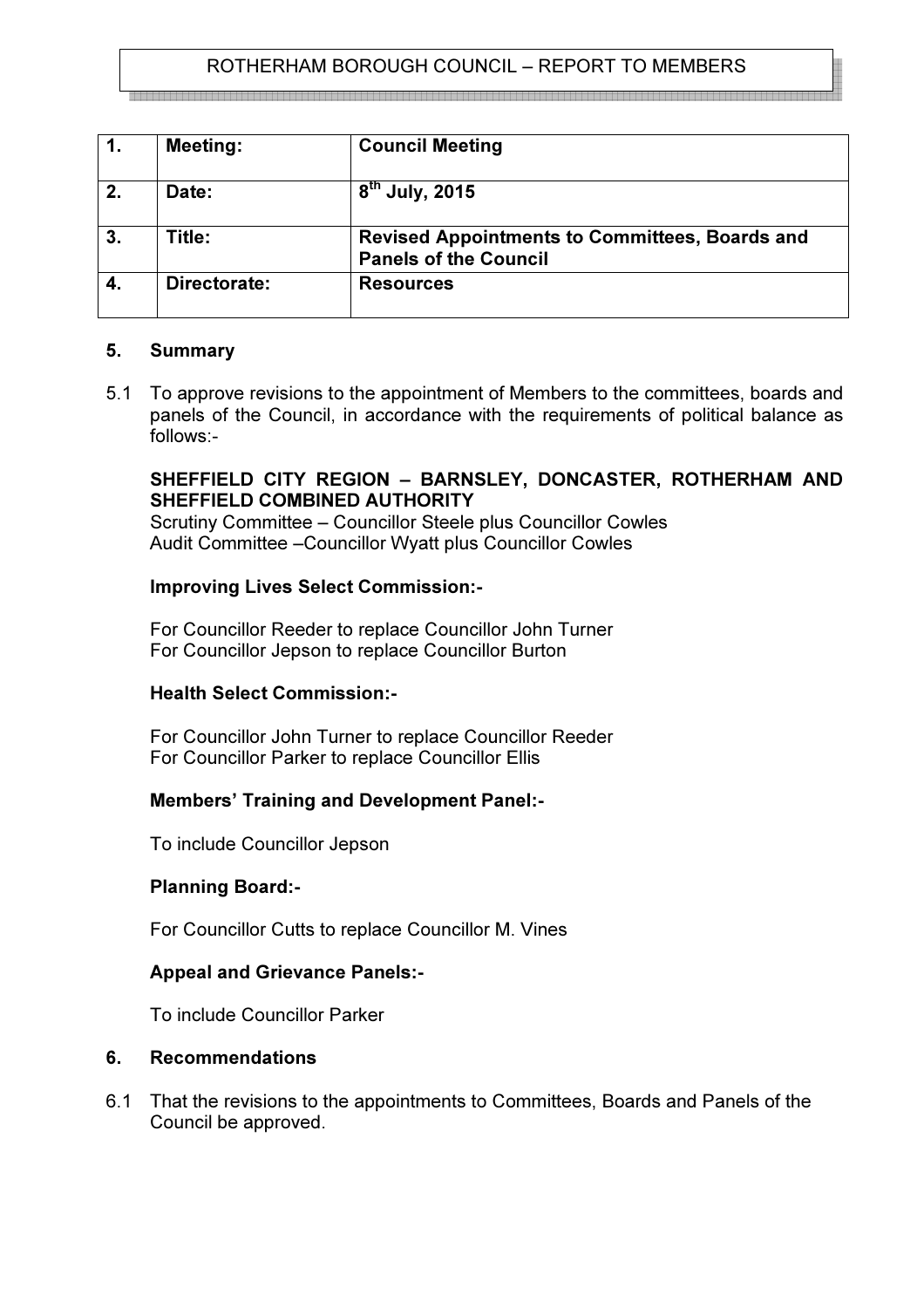ROTHERHAM BOROUGH COUNCIL – REPORT TO MEMBERS

| 1. | Meeting: | Council Meeting |
|---|---|---|
| 2. | Date: | 8th July, 2015 |
| 3. | Title: | Revised Appointments to Committees, Boards and Panels of the Council |
| 4. | Directorate: | Resources |

## 5. Summary

5.1 To approve revisions to the appointment of Members to the committees, boards and panels of the Council, in accordance with the requirements of political balance as follows:-

**SHEFFIELD CITY REGION – BARNSLEY, DONCASTER, ROTHERHAM AND SHEFFIELD COMBINED AUTHORITY**
Scrutiny Committee – Councillor Steele plus Councillor Cowles
Audit Committee –Councillor Wyatt plus Councillor Cowles

**Improving Lives Select Commission:-**

For Councillor Reeder to replace Councillor John Turner
For Councillor Jepson to replace Councillor Burton

**Health Select Commission:-**

For Councillor John Turner to replace Councillor Reeder
For Councillor Parker to replace Councillor Ellis

**Members' Training and Development Panel:-**

To include Councillor Jepson

**Planning Board:-**

For Councillor Cutts to replace Councillor M. Vines

**Appeal and Grievance Panels:-**

To include Councillor Parker

## 6. Recommendations

6.1 That the revisions to the appointments to Committees, Boards and Panels of the Council be approved.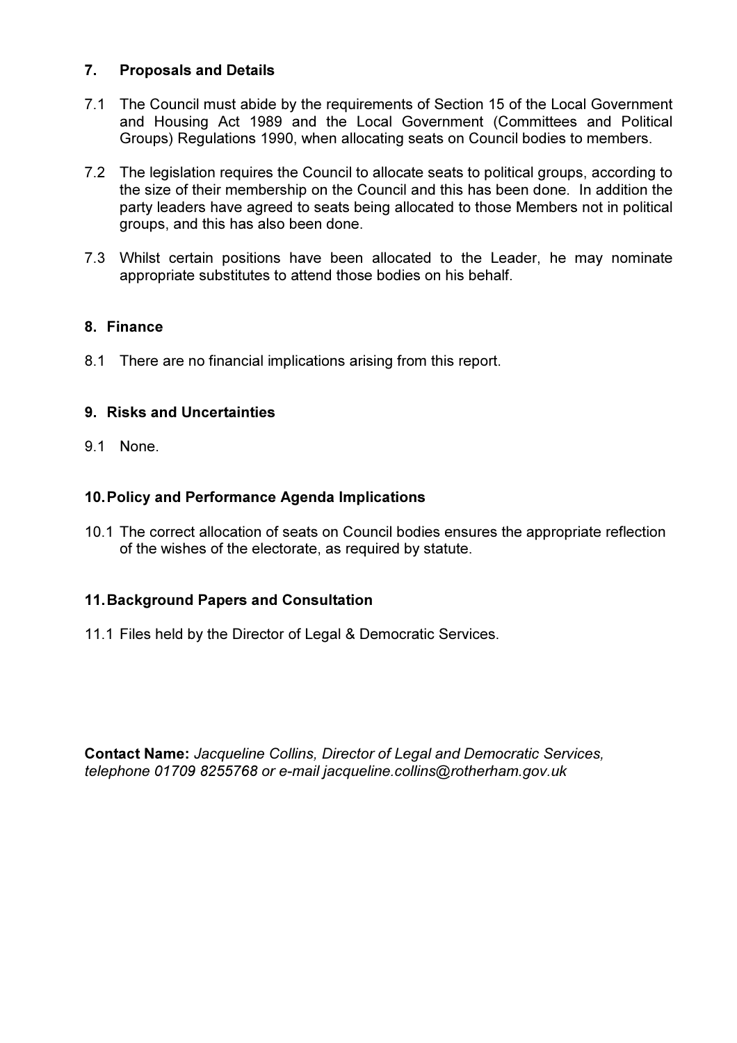## 7. Proposals and Details

7.1 The Council must abide by the requirements of Section 15 of the Local Government and Housing Act 1989 and the Local Government (Committees and Political Groups) Regulations 1990, when allocating seats on Council bodies to members.

7.2 The legislation requires the Council to allocate seats to political groups, according to the size of their membership on the Council and this has been done. In addition the party leaders have agreed to seats being allocated to those Members not in political groups, and this has also been done.

7.3 Whilst certain positions have been allocated to the Leader, he may nominate appropriate substitutes to attend those bodies on his behalf.

## 8. Finance

8.1 There are no financial implications arising from this report.

## 9. Risks and Uncertainties

9.1 None.

## 10. Policy and Performance Agenda Implications

10.1 The correct allocation of seats on Council bodies ensures the appropriate reflection of the wishes of the electorate, as required by statute.

## 11. Background Papers and Consultation

11.1 Files held by the Director of Legal & Democratic Services.

**Contact Name:** *Jacqueline Collins, Director of Legal and Democratic Services, telephone 01709 8255768 or e-mail jacqueline.collins@rotherham.gov.uk*